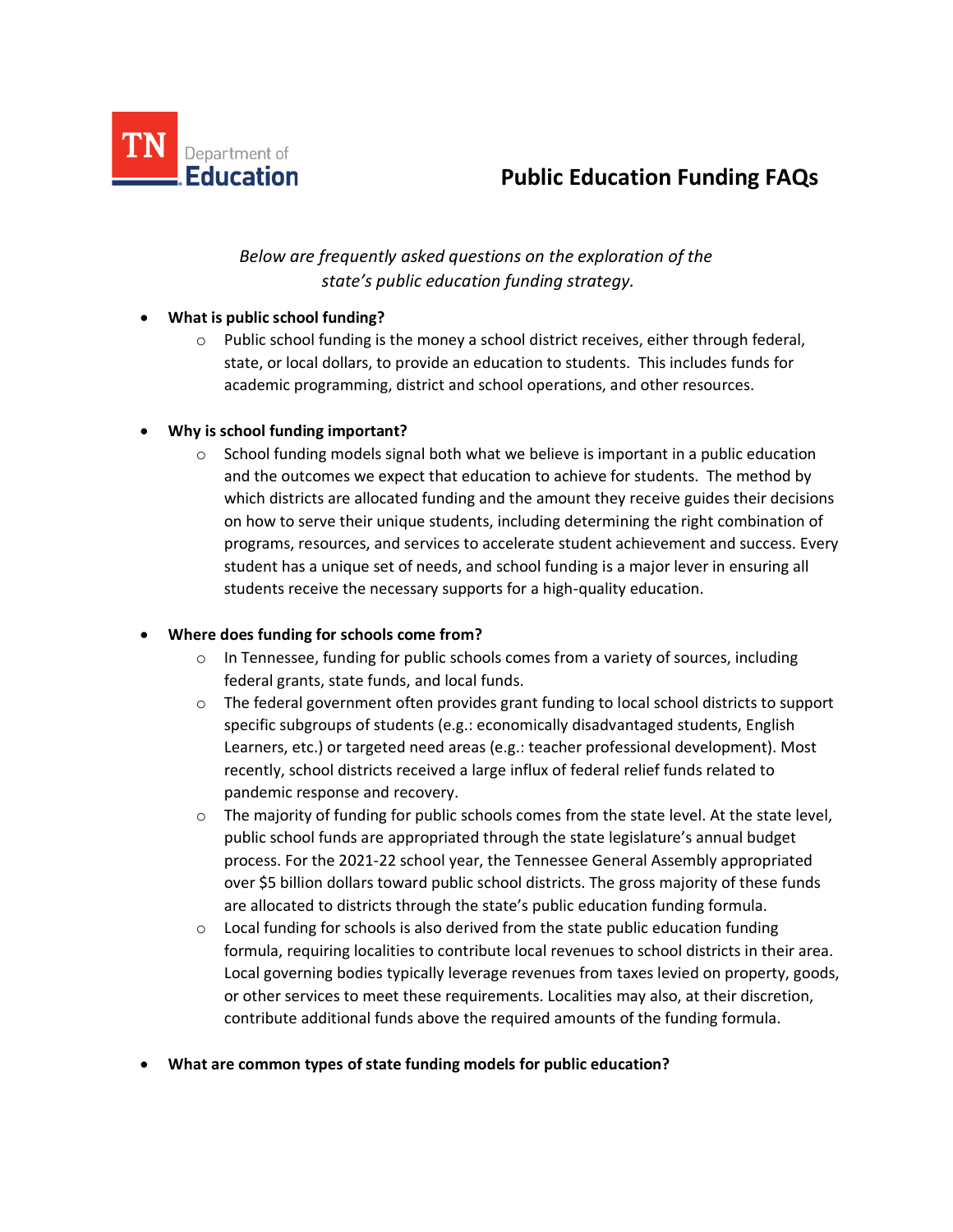TN Department of Education

# Public Education Funding FAQs

*Below are frequently asked questions on the exploration of the state's public education funding strategy.*

- **What is public school funding?**
  - Public school funding is the money a school district receives, either through federal, state, or local dollars, to provide an education to students. This includes funds for academic programming, district and school operations, and other resources.

- **Why is school funding important?**
  - School funding models signal both what we believe is important in a public education and the outcomes we expect that education to achieve for students. The method by which districts are allocated funding and the amount they receive guides their decisions on how to serve their unique students, including determining the right combination of programs, resources, and services to accelerate student achievement and success. Every student has a unique set of needs, and school funding is a major lever in ensuring all students receive the necessary supports for a high-quality education.

- **Where does funding for schools come from?**
  - In Tennessee, funding for public schools comes from a variety of sources, including federal grants, state funds, and local funds.
  - The federal government often provides grant funding to local school districts to support specific subgroups of students (e.g.: economically disadvantaged students, English Learners, etc.) or targeted need areas (e.g.: teacher professional development). Most recently, school districts received a large influx of federal relief funds related to pandemic response and recovery.
  - The majority of funding for public schools comes from the state level. At the state level, public school funds are appropriated through the state legislature's annual budget process. For the 2021-22 school year, the Tennessee General Assembly appropriated over $5 billion dollars toward public school districts. The gross majority of these funds are allocated to districts through the state's public education funding formula.
  - Local funding for schools is also derived from the state public education funding formula, requiring localities to contribute local revenues to school districts in their area. Local governing bodies typically leverage revenues from taxes levied on property, goods, or other services to meet these requirements. Localities may also, at their discretion, contribute additional funds above the required amounts of the funding formula.

- **What are common types of state funding models for public education?**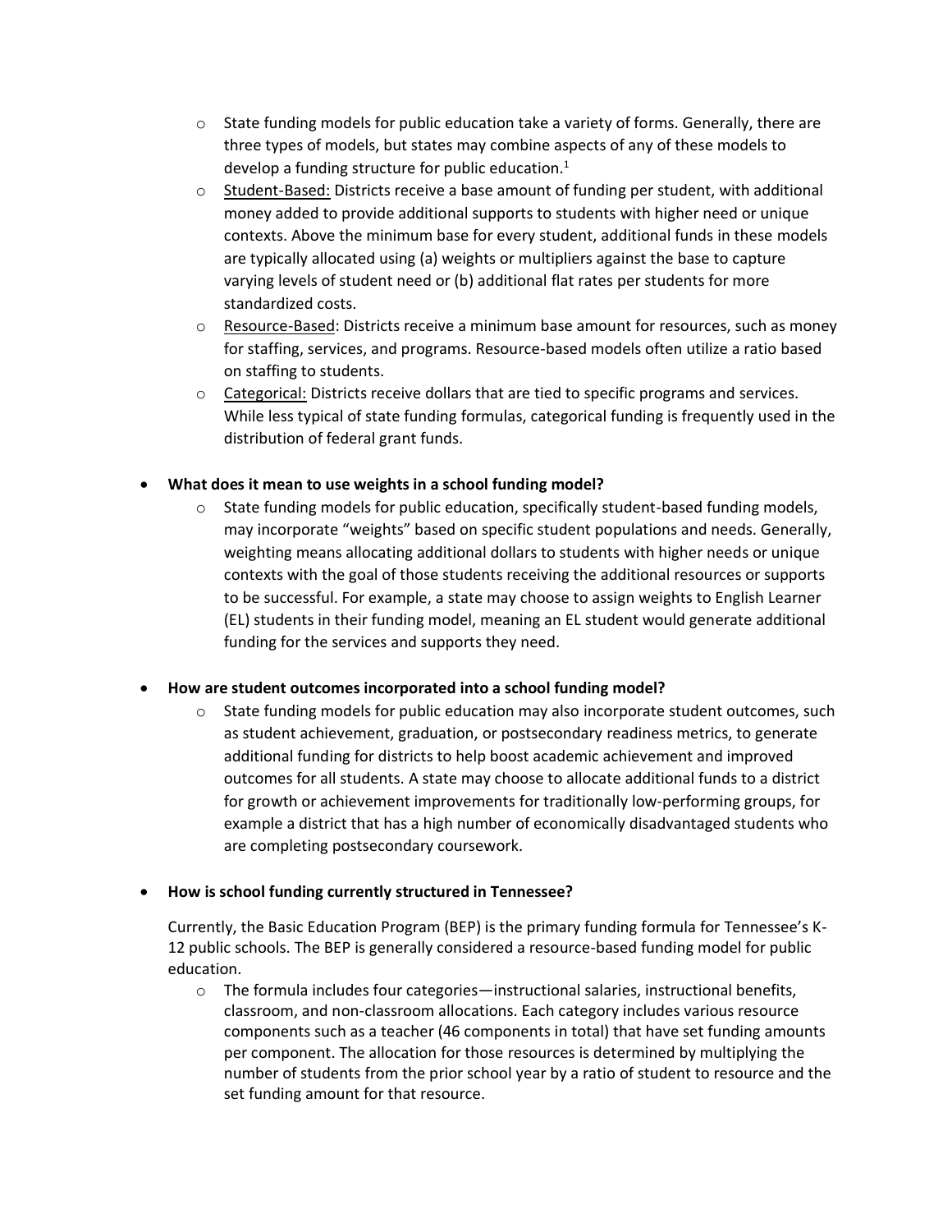- State funding models for public education take a variety of forms. Generally, there are three types of models, but states may combine aspects of any of these models to develop a funding structure for public education.[1]
- Student-Based: Districts receive a base amount of funding per student, with additional money added to provide additional supports to students with higher need or unique contexts. Above the minimum base for every student, additional funds in these models are typically allocated using (a) weights or multipliers against the base to capture varying levels of student need or (b) additional flat rates per students for more standardized costs.
- Resource-Based: Districts receive a minimum base amount for resources, such as money for staffing, services, and programs. Resource-based models often utilize a ratio based on staffing to students.
- Categorical: Districts receive dollars that are tied to specific programs and services. While less typical of state funding formulas, categorical funding is frequently used in the distribution of federal grant funds.

- **What does it mean to use weights in a school funding model?**
  - State funding models for public education, specifically student-based funding models, may incorporate "weights" based on specific student populations and needs. Generally, weighting means allocating additional dollars to students with higher needs or unique contexts with the goal of those students receiving the additional resources or supports to be successful. For example, a state may choose to assign weights to English Learner (EL) students in their funding model, meaning an EL student would generate additional funding for the services and supports they need.

- **How are student outcomes incorporated into a school funding model?**
  - State funding models for public education may also incorporate student outcomes, such as student achievement, graduation, or postsecondary readiness metrics, to generate additional funding for districts to help boost academic achievement and improved outcomes for all students. A state may choose to allocate additional funds to a district for growth or achievement improvements for traditionally low-performing groups, for example a district that has a high number of economically disadvantaged students who are completing postsecondary coursework.

- **How is school funding currently structured in Tennessee?**

  Currently, the Basic Education Program (BEP) is the primary funding formula for Tennessee's K-12 public schools. The BEP is generally considered a resource-based funding model for public education.
  - The formula includes four categories—instructional salaries, instructional benefits, classroom, and non-classroom allocations. Each category includes various resource components such as a teacher (46 components in total) that have set funding amounts per component. The allocation for those resources is determined by multiplying the number of students from the prior school year by a ratio of student to resource and the set funding amount for that resource.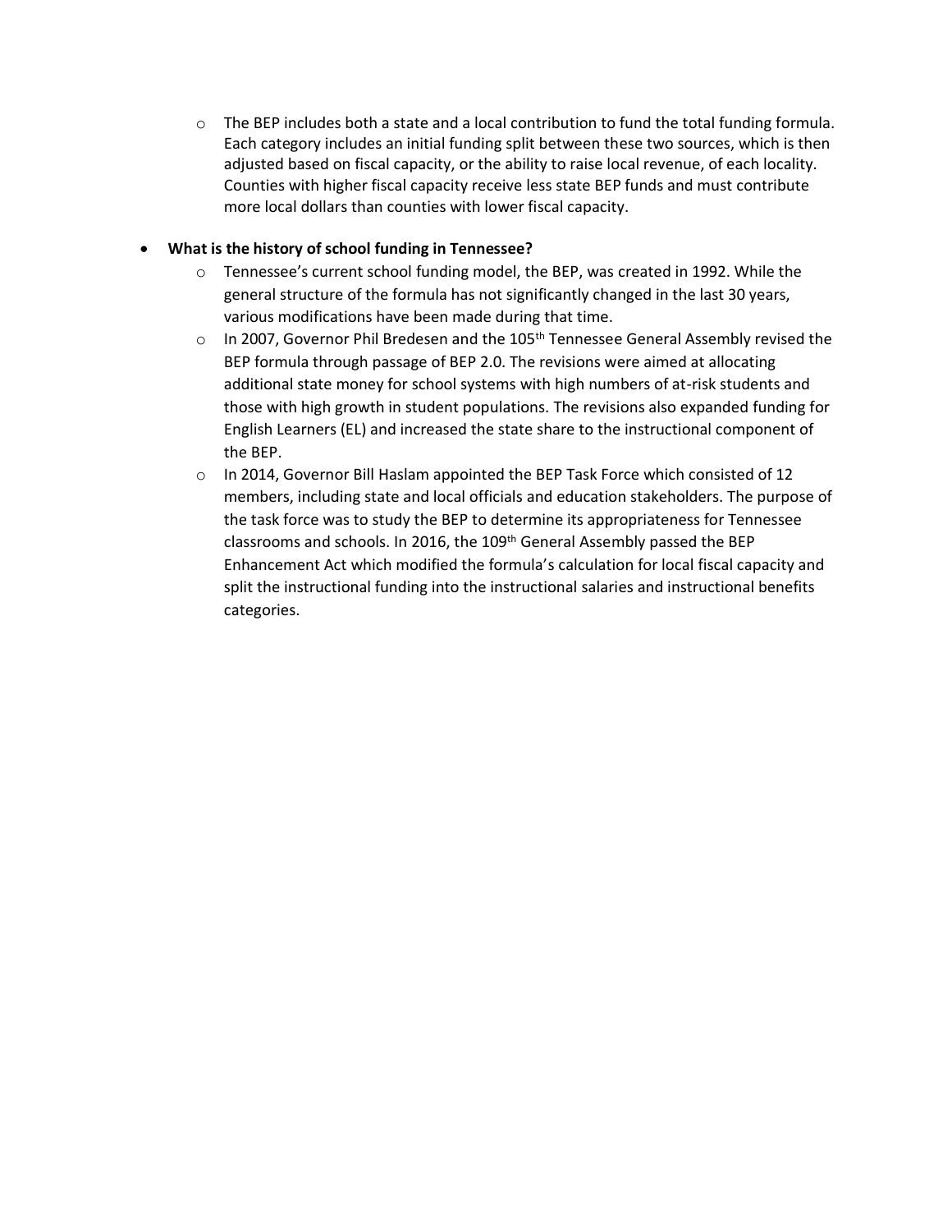- The BEP includes both a state and a local contribution to fund the total funding formula. Each category includes an initial funding split between these two sources, which is then adjusted based on fiscal capacity, or the ability to raise local revenue, of each locality. Counties with higher fiscal capacity receive less state BEP funds and must contribute more local dollars than counties with lower fiscal capacity.

- **What is the history of school funding in Tennessee?**
  - Tennessee's current school funding model, the BEP, was created in 1992. While the general structure of the formula has not significantly changed in the last 30 years, various modifications have been made during that time.
  - In 2007, Governor Phil Bredesen and the 105th Tennessee General Assembly revised the BEP formula through passage of BEP 2.0. The revisions were aimed at allocating additional state money for school systems with high numbers of at-risk students and those with high growth in student populations. The revisions also expanded funding for English Learners (EL) and increased the state share to the instructional component of the BEP.
  - In 2014, Governor Bill Haslam appointed the BEP Task Force which consisted of 12 members, including state and local officials and education stakeholders. The purpose of the task force was to study the BEP to determine its appropriateness for Tennessee classrooms and schools. In 2016, the 109th General Assembly passed the BEP Enhancement Act which modified the formula's calculation for local fiscal capacity and split the instructional funding into the instructional salaries and instructional benefits categories.